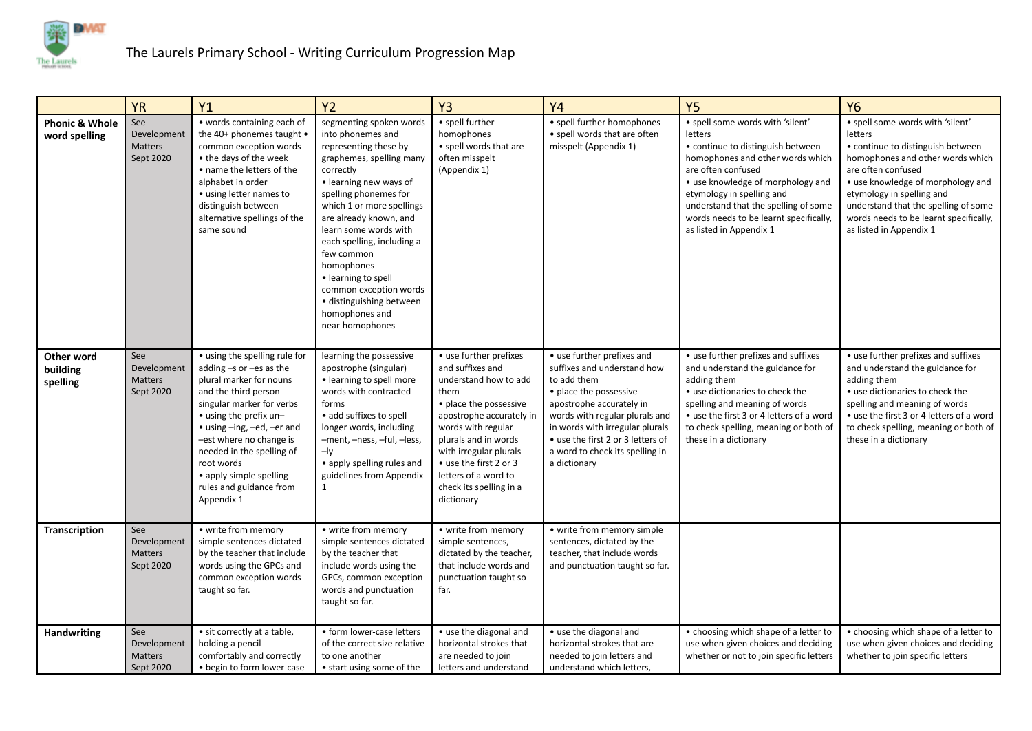# The Laurels Primary School - Writing Curriculum Progression Map

| | YR | Y1 | Y2 | Y3 | Y4 | Y5 | Y6 |
|---|---|---|---|---|---|---|---|
| **Phonic & Whole word spelling** | See Development Matters Sept 2020 | • words containing each of the 40+ phonemes taught • common exception words • the days of the week • name the letters of the alphabet in order • using letter names to distinguish between alternative spellings of the same sound | segmenting spoken words into phonemes and representing these by graphemes, spelling many correctly • learning new ways of spelling phonemes for which 1 or more spellings are already known, and learn some words with each spelling, including a few common homophones • learning to spell common exception words • distinguishing between homophones and near-homophones | • spell further homophones • spell words that are often misspelt (Appendix 1) | • spell further homophones • spell words that are often misspelt (Appendix 1) | • spell some words with 'silent' letters • continue to distinguish between homophones and other words which are often confused • use knowledge of morphology and etymology in spelling and understand that the spelling of some words needs to be learnt specifically, as listed in Appendix 1 | • spell some words with 'silent' letters • continue to distinguish between homophones and other words which are often confused • use knowledge of morphology and etymology in spelling and understand that the spelling of some words needs to be learnt specifically, as listed in Appendix 1 |
| **Other word building spelling** | See Development Matters Sept 2020 | • using the spelling rule for adding –s or –es as the plural marker for nouns and the third person singular marker for verbs • using the prefix un– • using –ing, –ed, –er and –est where no change is needed in the spelling of root words • apply simple spelling rules and guidance from Appendix 1 | learning the possessive apostrophe (singular) • learning to spell more words with contracted forms • add suffixes to spell longer words, including –ment, –ness, –ful, –less, –ly • apply spelling rules and guidelines from Appendix 1 | • use further prefixes and suffixes and understand how to add them • place the possessive apostrophe accurately in words with regular plurals and in words with irregular plurals • use the first 2 or 3 letters of a word to check its spelling in a dictionary | • use further prefixes and suffixes and understand how to add them • place the possessive apostrophe accurately in words with regular plurals and in words with irregular plurals • use the first 2 or 3 letters of a word to check its spelling in a dictionary | • use further prefixes and suffixes and understand the guidance for adding them • use dictionaries to check the spelling and meaning of words • use the first 3 or 4 letters of a word to check spelling, meaning or both of these in a dictionary | • use further prefixes and suffixes and understand the guidance for adding them • use dictionaries to check the spelling and meaning of words • use the first 3 or 4 letters of a word to check spelling, meaning or both of these in a dictionary |
| **Transcription** | See Development Matters Sept 2020 | • write from memory simple sentences dictated by the teacher that include words using the GPCs and common exception words taught so far. | • write from memory simple sentences dictated by the teacher that include words using the GPCs, common exception words and punctuation taught so far. | • write from memory simple sentences, dictated by the teacher, that include words and punctuation taught so far. | • write from memory simple sentences, dictated by the teacher, that include words and punctuation taught so far. | | |
| **Handwriting** | See Development Matters Sept 2020 | • sit correctly at a table, holding a pencil comfortably and correctly • begin to form lower-case | • form lower-case letters of the correct size relative to one another • start using some of the | • use the diagonal and horizontal strokes that are needed to join letters and understand | • use the diagonal and horizontal strokes that are needed to join letters and understand which letters, | • choosing which shape of a letter to use when given choices and deciding whether or not to join specific letters | • choosing which shape of a letter to use when given choices and deciding whether to join specific letters |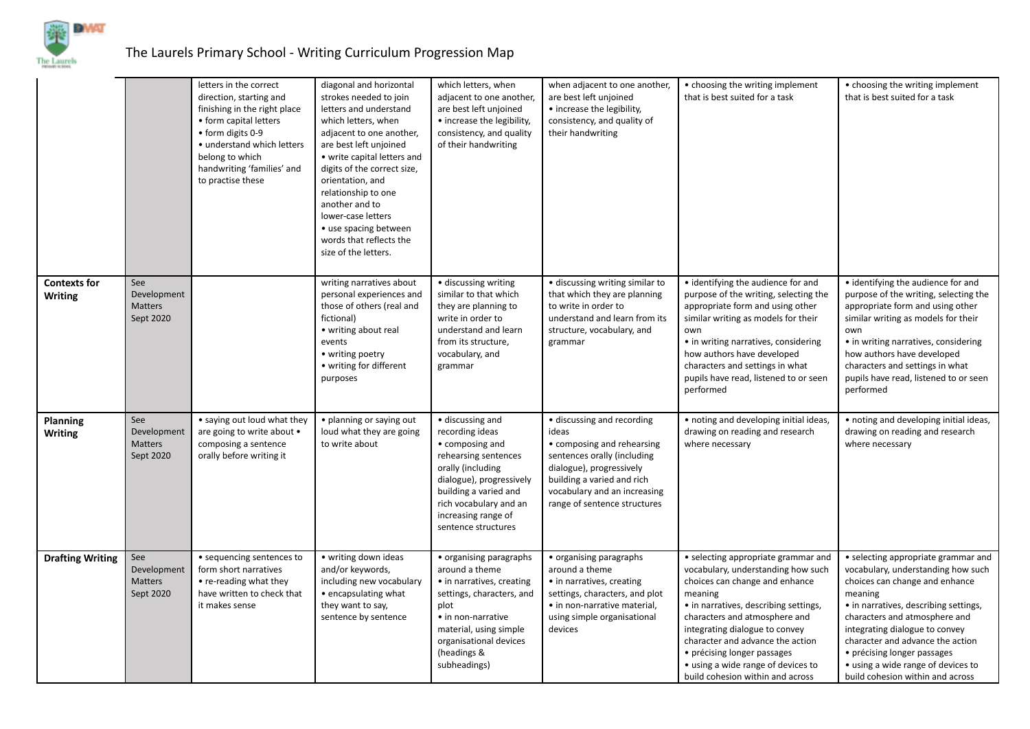# The Laurels Primary School - Writing Curriculum Progression Map

| | | | | | | | |
|---|---|---|---|---|---|---|---|
| | | letters in the correct direction, starting and finishing in the right place • form capital letters • form digits 0-9 • understand which letters belong to which handwriting 'families' and to practise these | diagonal and horizontal strokes needed to join letters and understand which letters, when adjacent to one another, are best left unjoined • write capital letters and digits of the correct size, orientation, and relationship to one another and to lower-case letters • use spacing between words that reflects the size of the letters. | which letters, when adjacent to one another, are best left unjoined • increase the legibility, consistency, and quality of their handwriting | when adjacent to one another, are best left unjoined • increase the legibility, consistency, and quality of their handwriting | • choosing the writing implement that is best suited for a task | • choosing the writing implement that is best suited for a task |
| **Contexts for Writing** | See Development Matters Sept 2020 | | writing narratives about personal experiences and those of others (real and fictional) • writing about real events • writing poetry • writing for different purposes | • discussing writing similar to that which they are planning to write in order to understand and learn from its structure, vocabulary, and grammar | • discussing writing similar to that which they are planning to write in order to understand and learn from its structure, vocabulary, and grammar | • identifying the audience for and purpose of the writing, selecting the appropriate form and using other similar writing as models for their own • in writing narratives, considering how authors have developed characters and settings in what pupils have read, listened to or seen performed | • identifying the audience for and purpose of the writing, selecting the appropriate form and using other similar writing as models for their own • in writing narratives, considering how authors have developed characters and settings in what pupils have read, listened to or seen performed |
| **Planning Writing** | See Development Matters Sept 2020 | • saying out loud what they are going to write about • composing a sentence orally before writing it | • planning or saying out loud what they are going to write about | • discussing and recording ideas • composing and rehearsing sentences orally (including dialogue), progressively building a varied and rich vocabulary and an increasing range of sentence structures | • discussing and recording ideas • composing and rehearsing sentences orally (including dialogue), progressively building a varied and rich vocabulary and an increasing range of sentence structures | • noting and developing initial ideas, drawing on reading and research where necessary | • noting and developing initial ideas, drawing on reading and research where necessary |
| **Drafting Writing** | See Development Matters Sept 2020 | • sequencing sentences to form short narratives • re-reading what they have written to check that it makes sense | • writing down ideas and/or keywords, including new vocabulary • encapsulating what they want to say, sentence by sentence | • organising paragraphs around a theme • in narratives, creating settings, characters, and plot • in non-narrative material, using simple organisational devices (headings & subheadings) | • organising paragraphs around a theme • in narratives, creating settings, characters, and plot • in non-narrative material, using simple organisational devices | • selecting appropriate grammar and vocabulary, understanding how such choices can change and enhance meaning • in narratives, describing settings, characters and atmosphere and integrating dialogue to convey character and advance the action • précising longer passages • using a wide range of devices to build cohesion within and across | • selecting appropriate grammar and vocabulary, understanding how such choices can change and enhance meaning • in narratives, describing settings, characters and atmosphere and integrating dialogue to convey character and advance the action • précising longer passages • using a wide range of devices to build cohesion within and across |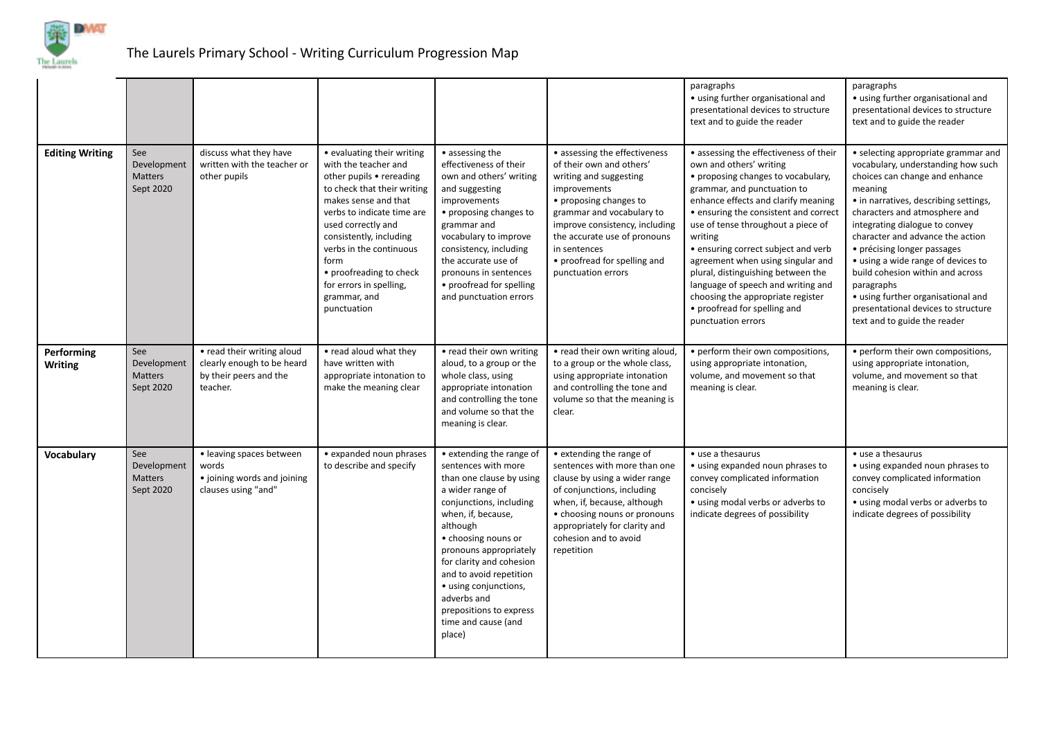# The Laurels Primary School - Writing Curriculum Progression Map

| | | | | | | | |
|---|---|---|---|---|---|---|---|
| | | | | | | paragraphs • using further organisational and presentational devices to structure text and to guide the reader | paragraphs • using further organisational and presentational devices to structure text and to guide the reader |
| **Editing Writing** | See Development Matters Sept 2020 | discuss what they have written with the teacher or other pupils | • evaluating their writing with the teacher and other pupils • rereading to check that their writing makes sense and that verbs to indicate time are used correctly and consistently, including verbs in the continuous form • proofreading to check for errors in spelling, grammar, and punctuation | • assessing the effectiveness of their own and others' writing and suggesting improvements • proposing changes to grammar and vocabulary to improve consistency, including the accurate use of pronouns in sentences • proofread for spelling and punctuation errors | • assessing the effectiveness of their own and others' writing and suggesting improvements • proposing changes to grammar and vocabulary to improve consistency, including the accurate use of pronouns in sentences • proofread for spelling and punctuation errors | • assessing the effectiveness of their own and others' writing • proposing changes to vocabulary, grammar, and punctuation to enhance effects and clarify meaning • ensuring the consistent and correct use of tense throughout a piece of writing • ensuring correct subject and verb agreement when using singular and plural, distinguishing between the language of speech and writing and choosing the appropriate register • proofread for spelling and punctuation errors | • selecting appropriate grammar and vocabulary, understanding how such choices can change and enhance meaning • in narratives, describing settings, characters and atmosphere and integrating dialogue to convey character and advance the action • précising longer passages • using a wide range of devices to build cohesion within and across paragraphs • using further organisational and presentational devices to structure text and to guide the reader |
| **Performing Writing** | See Development Matters Sept 2020 | • read their writing aloud clearly enough to be heard by their peers and the teacher. | • read aloud what they have written with appropriate intonation to make the meaning clear | • read their own writing aloud, to a group or the whole class, using appropriate intonation and controlling the tone and volume so that the meaning is clear. | • read their own writing aloud, to a group or the whole class, using appropriate intonation and controlling the tone and volume so that the meaning is clear. | • perform their own compositions, using appropriate intonation, volume, and movement so that meaning is clear. | • perform their own compositions, using appropriate intonation, volume, and movement so that meaning is clear. |
| **Vocabulary** | See Development Matters Sept 2020 | • leaving spaces between words • joining words and joining clauses using "and" | • expanded noun phrases to describe and specify | • extending the range of sentences with more than one clause by using a wider range of conjunctions, including when, if, because, although • choosing nouns or pronouns appropriately for clarity and cohesion and to avoid repetition • using conjunctions, adverbs and prepositions to express time and cause (and place) | • extending the range of sentences with more than one clause by using a wider range of conjunctions, including when, if, because, although • choosing nouns or pronouns appropriately for clarity and cohesion and to avoid repetition | • use a thesaurus • using expanded noun phrases to convey complicated information concisely • using modal verbs or adverbs to indicate degrees of possibility | • use a thesaurus • using expanded noun phrases to convey complicated information concisely • using modal verbs or adverbs to indicate degrees of possibility |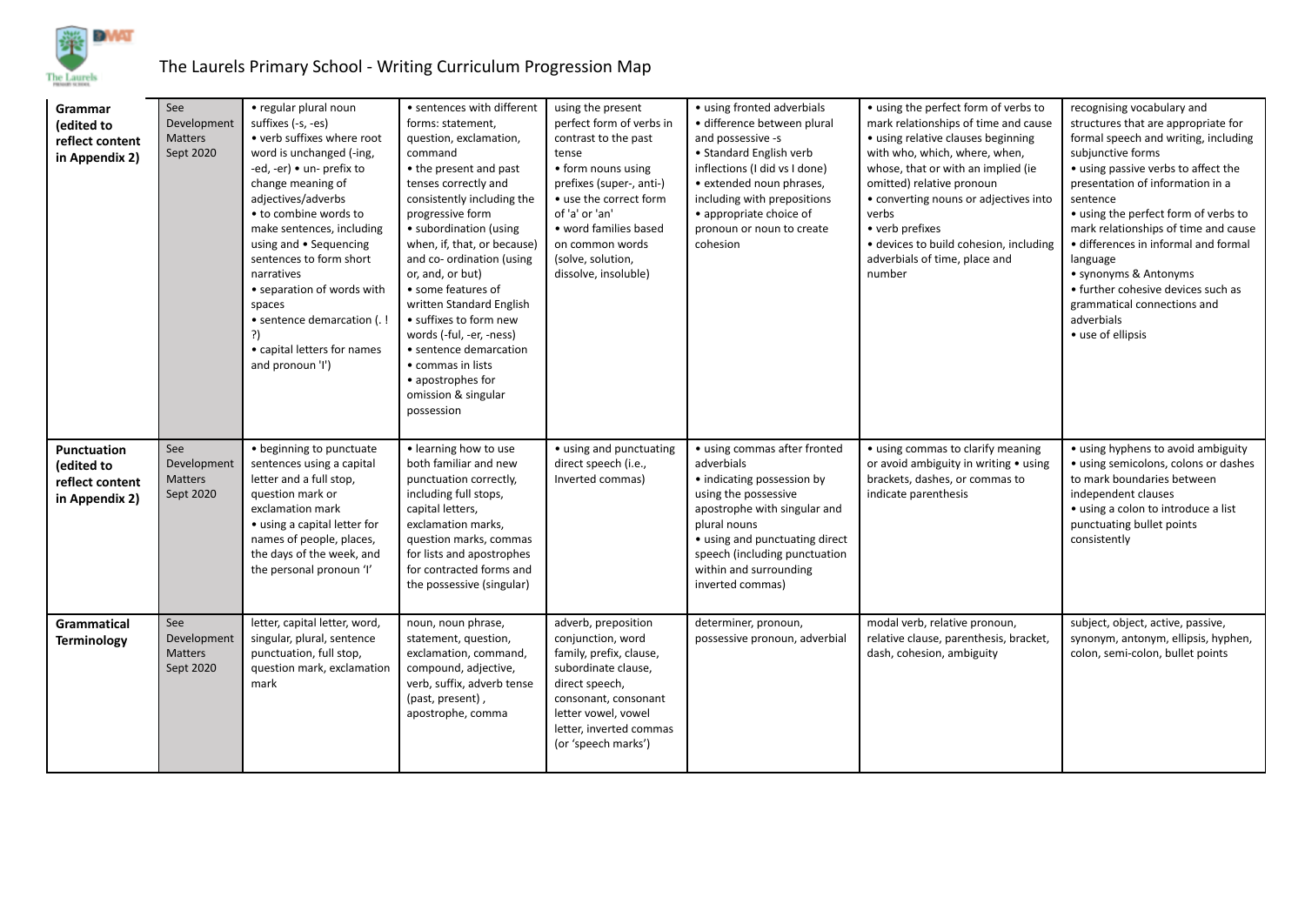# The Laurels Primary School - Writing Curriculum Progression Map

| | | | | | | | |
|---|---|---|---|---|---|---|---|
| **Grammar (edited to reflect content in Appendix 2)** | See Development Matters Sept 2020 | • regular plural noun suffixes (-s, -es) • verb suffixes where root word is unchanged (-ing, -ed, -er) • un- prefix to change meaning of adjectives/adverbs • to combine words to make sentences, including using and • Sequencing sentences to form short narratives • separation of words with spaces • sentence demarcation (. ! ?) • capital letters for names and pronoun 'I') | • sentences with different forms: statement, question, exclamation, command • the present and past tenses correctly and consistently including the progressive form • subordination (using when, if, that, or because) and co- ordination (using or, and, or but) • some features of written Standard English • suffixes to form new words (-ful, -er, -ness) • sentence demarcation • commas in lists • apostrophes for omission & singular possession | using the present perfect form of verbs in contrast to the past tense • form nouns using prefixes (super-, anti-) • use the correct form of 'a' or 'an' • word families based on common words (solve, solution, dissolve, insoluble) | • using fronted adverbials • difference between plural and possessive -s • Standard English verb inflections (I did vs I done) • extended noun phrases, including with prepositions • appropriate choice of pronoun or noun to create cohesion | • using the perfect form of verbs to mark relationships of time and cause • using relative clauses beginning with who, which, where, when, whose, that or with an implied (ie omitted) relative pronoun • converting nouns or adjectives into verbs • verb prefixes • devices to build cohesion, including adverbials of time, place and number | recognising vocabulary and structures that are appropriate for formal speech and writing, including subjunctive forms • using passive verbs to affect the presentation of information in a sentence • using the perfect form of verbs to mark relationships of time and cause • differences in informal and formal language • synonyms & Antonyms • further cohesive devices such as grammatical connections and adverbials • use of ellipsis |
| **Punctuation (edited to reflect content in Appendix 2)** | See Development Matters Sept 2020 | • beginning to punctuate sentences using a capital letter and a full stop, question mark or exclamation mark • using a capital letter for names of people, places, the days of the week, and the personal pronoun 'I' | • learning how to use both familiar and new punctuation correctly, including full stops, capital letters, exclamation marks, question marks, commas for lists and apostrophes for contracted forms and the possessive (singular) | • using and punctuating direct speech (i.e., Inverted commas) | • using commas after fronted adverbials • indicating possession by using the possessive apostrophe with singular and plural nouns • using and punctuating direct speech (including punctuation within and surrounding inverted commas) | • using commas to clarify meaning or avoid ambiguity in writing • using brackets, dashes, or commas to indicate parenthesis | • using hyphens to avoid ambiguity • using semicolons, colons or dashes to mark boundaries between independent clauses • using a colon to introduce a list punctuating bullet points consistently |
| **Grammatical Terminology** | See Development Matters Sept 2020 | letter, capital letter, word, singular, plural, sentence punctuation, full stop, question mark, exclamation mark | noun, noun phrase, statement, question, exclamation, command, compound, adjective, verb, suffix, adverb tense (past, present) , apostrophe, comma | adverb, preposition conjunction, word family, prefix, clause, subordinate clause, direct speech, consonant, consonant letter vowel, vowel letter, inverted commas (or 'speech marks') | determiner, pronoun, possessive pronoun, adverbial | modal verb, relative pronoun, relative clause, parenthesis, bracket, dash, cohesion, ambiguity | subject, object, active, passive, synonym, antonym, ellipsis, hyphen, colon, semi-colon, bullet points |